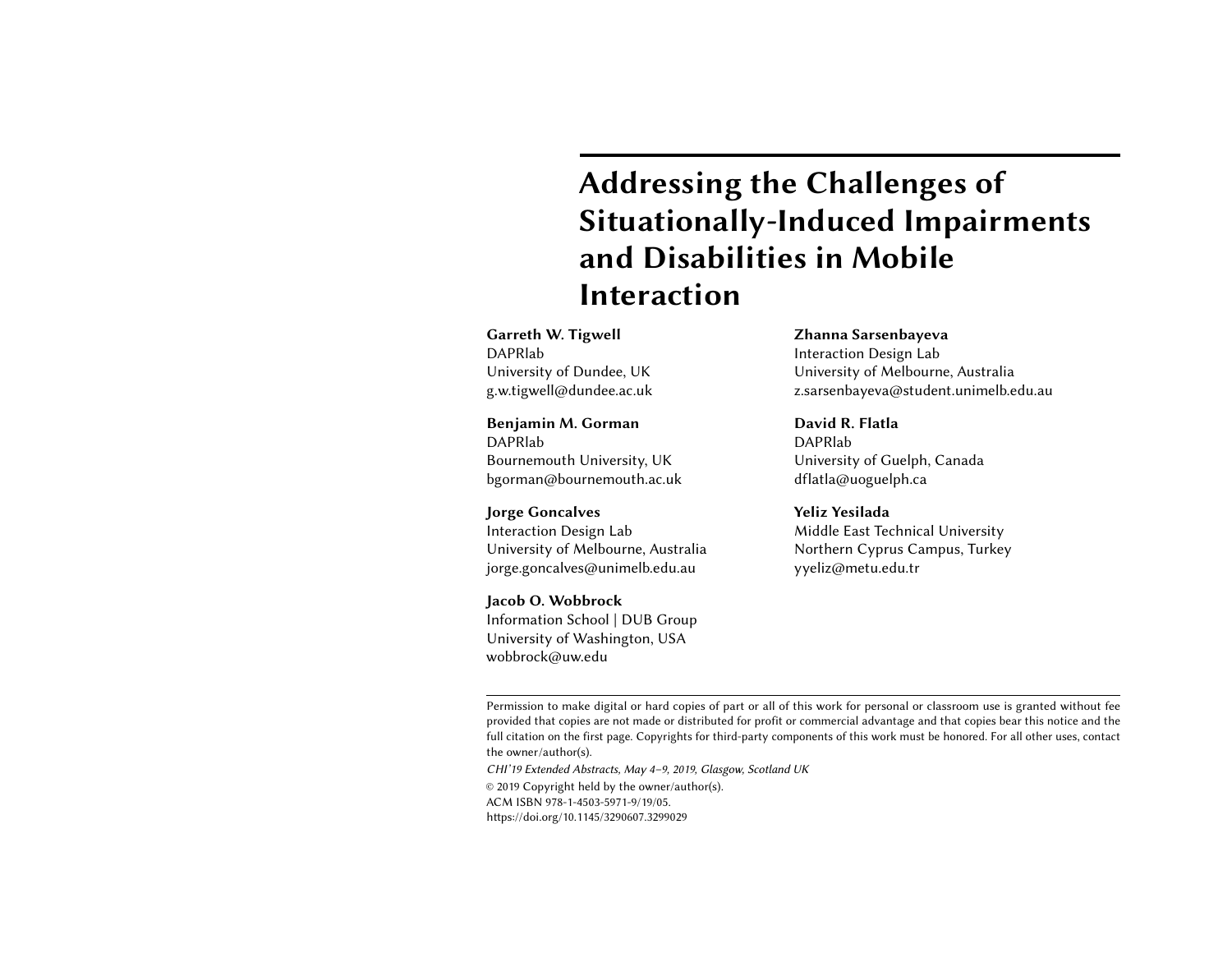# Addressing the Challenges of Situationally-Induced Impairments and Disabilities in Mobile Interaction

**Garreth W. Tigwell**
DAPRlab
University of Dundee, UK
g.w.tigwell@dundee.ac.uk

**Benjamin M. Gorman**
DAPRlab
Bournemouth University, UK
bgorman@bournemouth.ac.uk

**Jorge Goncalves**
Interaction Design Lab
University of Melbourne, Australia
jorge.goncalves@unimelb.edu.au

**Jacob O. Wobbrock**
Information School | DUB Group
University of Washington, USA
wobbrock@uw.edu

**Zhanna Sarsenbayeva**
Interaction Design Lab
University of Melbourne, Australia
z.sarsenbayeva@student.unimelb.edu.au

**David R. Flatla**
DAPRlab
University of Guelph, Canada
dflatla@uoguelph.ca

**Yeliz Yesilada**
Middle East Technical University
Northern Cyprus Campus, Turkey
yyeliz@metu.edu.tr

---

Permission to make digital or hard copies of part or all of this work for personal or classroom use is granted without fee provided that copies are not made or distributed for profit or commercial advantage and that copies bear this notice and the full citation on the first page. Copyrights for third-party components of this work must be honored. For all other uses, contact the owner/author(s).

*CHI'19 Extended Abstracts, May 4–9, 2019, Glasgow, Scotland UK*

© 2019 Copyright held by the owner/author(s).
ACM ISBN 978-1-4503-5971-9/19/05.
https://doi.org/10.1145/3290607.3299029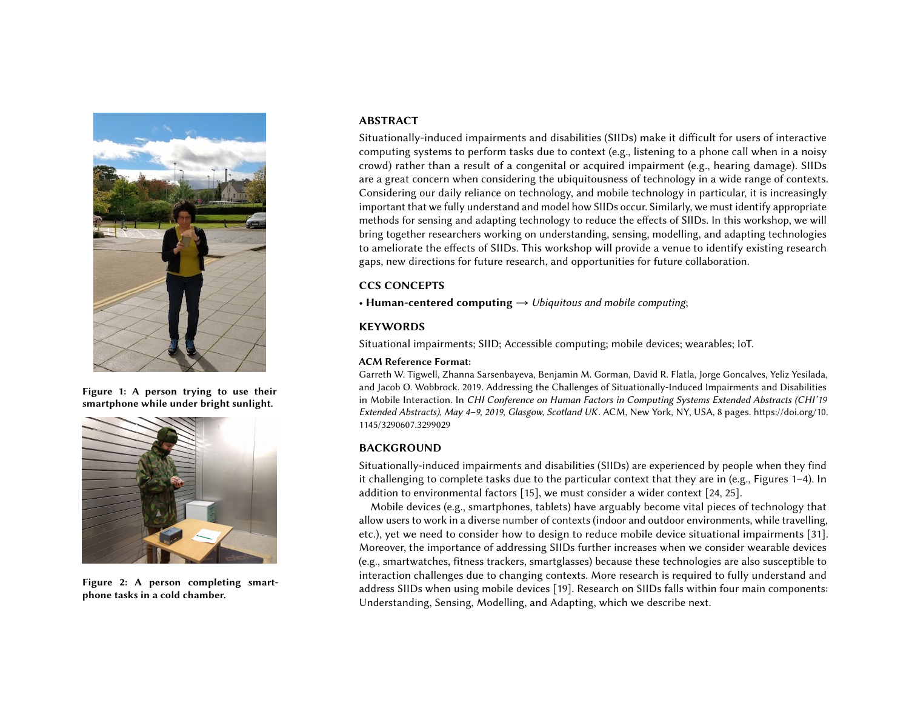Figure 1: A person trying to use their smartphone while under bright sunlight.

Figure 2: A person completing smartphone tasks in a cold chamber.

## ABSTRACT

Situationally-induced impairments and disabilities (SIIDs) make it difficult for users of interactive computing systems to perform tasks due to context (e.g., listening to a phone call when in a noisy crowd) rather than a result of a congenital or acquired impairment (e.g., hearing damage). SIIDs are a great concern when considering the ubiquitousness of technology in a wide range of contexts. Considering our daily reliance on technology, and mobile technology in particular, it is increasingly important that we fully understand and model how SIIDs occur. Similarly, we must identify appropriate methods for sensing and adapting technology to reduce the effects of SIIDs. In this workshop, we will bring together researchers working on understanding, sensing, modelling, and adapting technologies to ameliorate the effects of SIIDs. This workshop will provide a venue to identify existing research gaps, new directions for future research, and opportunities for future collaboration.

## CCS CONCEPTS

• **Human-centered computing** → *Ubiquitous and mobile computing*;

## KEYWORDS

Situational impairments; SIID; Accessible computing; mobile devices; wearables; IoT.

**ACM Reference Format:**

Garreth W. Tigwell, Zhanna Sarsenbayeva, Benjamin M. Gorman, David R. Flatla, Jorge Goncalves, Yeliz Yesilada, and Jacob O. Wobbrock. 2019. Addressing the Challenges of Situationally-Induced Impairments and Disabilities in Mobile Interaction. In *CHI Conference on Human Factors in Computing Systems Extended Abstracts (CHI'19 Extended Abstracts), May 4–9, 2019, Glasgow, Scotland UK*. ACM, New York, NY, USA, 8 pages. https://doi.org/10.1145/3290607.3299029

## BACKGROUND

Situationally-induced impairments and disabilities (SIIDs) are experienced by people when they find it challenging to complete tasks due to the particular context that they are in (e.g., Figures 1–4). In addition to environmental factors [15], we must consider a wider context [24, 25].

Mobile devices (e.g., smartphones, tablets) have arguably become vital pieces of technology that allow users to work in a diverse number of contexts (indoor and outdoor environments, while travelling, etc.), yet we need to consider how to design to reduce mobile device situational impairments [31]. Moreover, the importance of addressing SIIDs further increases when we consider wearable devices (e.g., smartwatches, fitness trackers, smartglasses) because these technologies are also susceptible to interaction challenges due to changing contexts. More research is required to fully understand and address SIIDs when using mobile devices [19]. Research on SIIDs falls within four main components: Understanding, Sensing, Modelling, and Adapting, which we describe next.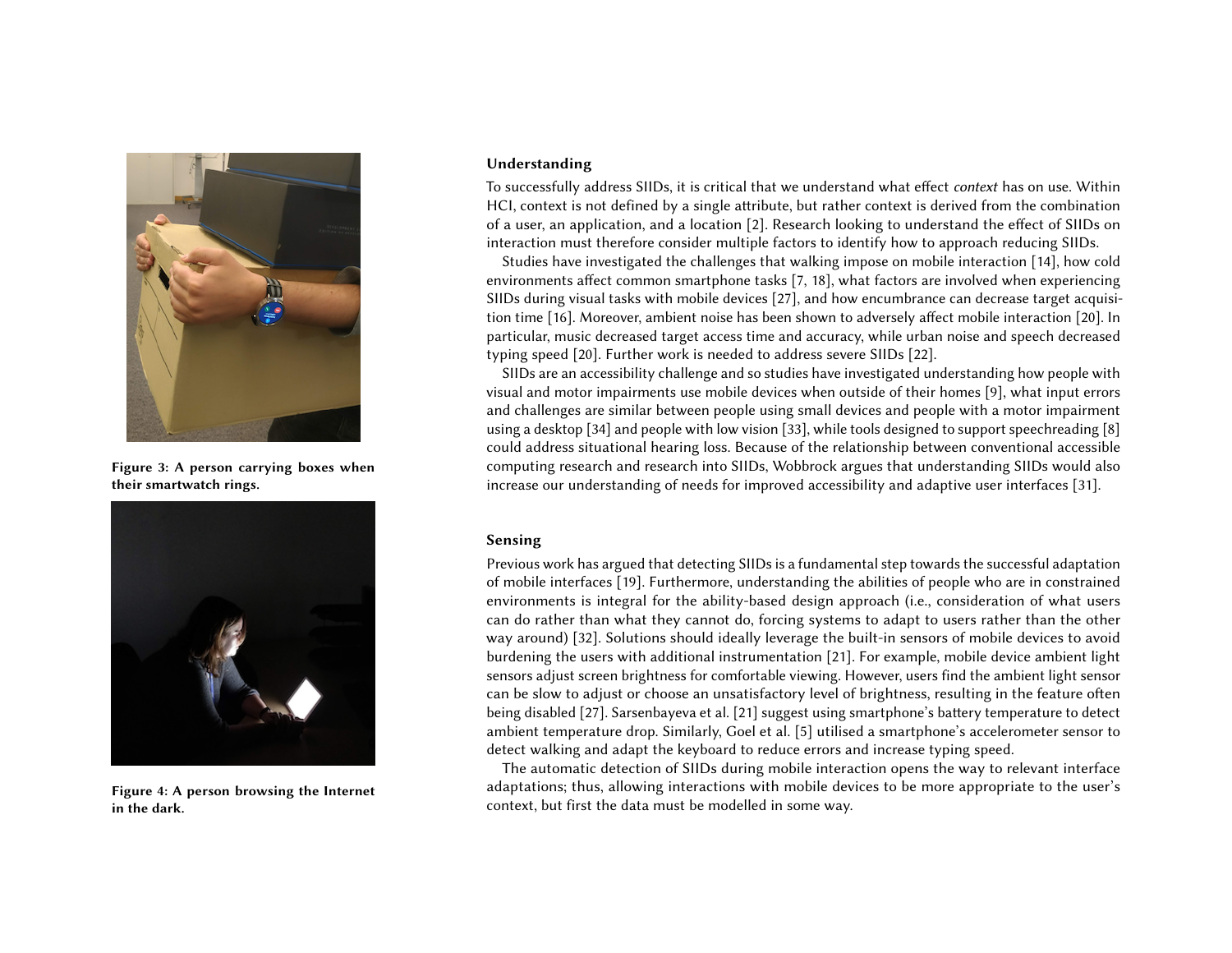Figure 3: A person carrying boxes when their smartwatch rings.

Figure 4: A person browsing the Internet in the dark.

### Understanding

To successfully address SIIDs, it is critical that we understand what effect *context* has on use. Within HCI, context is not defined by a single attribute, but rather context is derived from the combination of a user, an application, and a location [2]. Research looking to understand the effect of SIIDs on interaction must therefore consider multiple factors to identify how to approach reducing SIIDs.

Studies have investigated the challenges that walking impose on mobile interaction [14], how cold environments affect common smartphone tasks [7, 18], what factors are involved when experiencing SIIDs during visual tasks with mobile devices [27], and how encumbrance can decrease target acquisition time [16]. Moreover, ambient noise has been shown to adversely affect mobile interaction [20]. In particular, music decreased target access time and accuracy, while urban noise and speech decreased typing speed [20]. Further work is needed to address severe SIIDs [22].

SIIDs are an accessibility challenge and so studies have investigated understanding how people with visual and motor impairments use mobile devices when outside of their homes [9], what input errors and challenges are similar between people using small devices and people with a motor impairment using a desktop [34] and people with low vision [33], while tools designed to support speechreading [8] could address situational hearing loss. Because of the relationship between conventional accessible computing research and research into SIIDs, Wobbrock argues that understanding SIIDs would also increase our understanding of needs for improved accessibility and adaptive user interfaces [31].

### Sensing

Previous work has argued that detecting SIIDs is a fundamental step towards the successful adaptation of mobile interfaces [19]. Furthermore, understanding the abilities of people who are in constrained environments is integral for the ability-based design approach (i.e., consideration of what users can do rather than what they cannot do, forcing systems to adapt to users rather than the other way around) [32]. Solutions should ideally leverage the built-in sensors of mobile devices to avoid burdening the users with additional instrumentation [21]. For example, mobile device ambient light sensors adjust screen brightness for comfortable viewing. However, users find the ambient light sensor can be slow to adjust or choose an unsatisfactory level of brightness, resulting in the feature often being disabled [27]. Sarsenbayeva et al. [21] suggest using smartphone's battery temperature to detect ambient temperature drop. Similarly, Goel et al. [5] utilised a smartphone's accelerometer sensor to detect walking and adapt the keyboard to reduce errors and increase typing speed.

The automatic detection of SIIDs during mobile interaction opens the way to relevant interface adaptations; thus, allowing interactions with mobile devices to be more appropriate to the user's context, but first the data must be modelled in some way.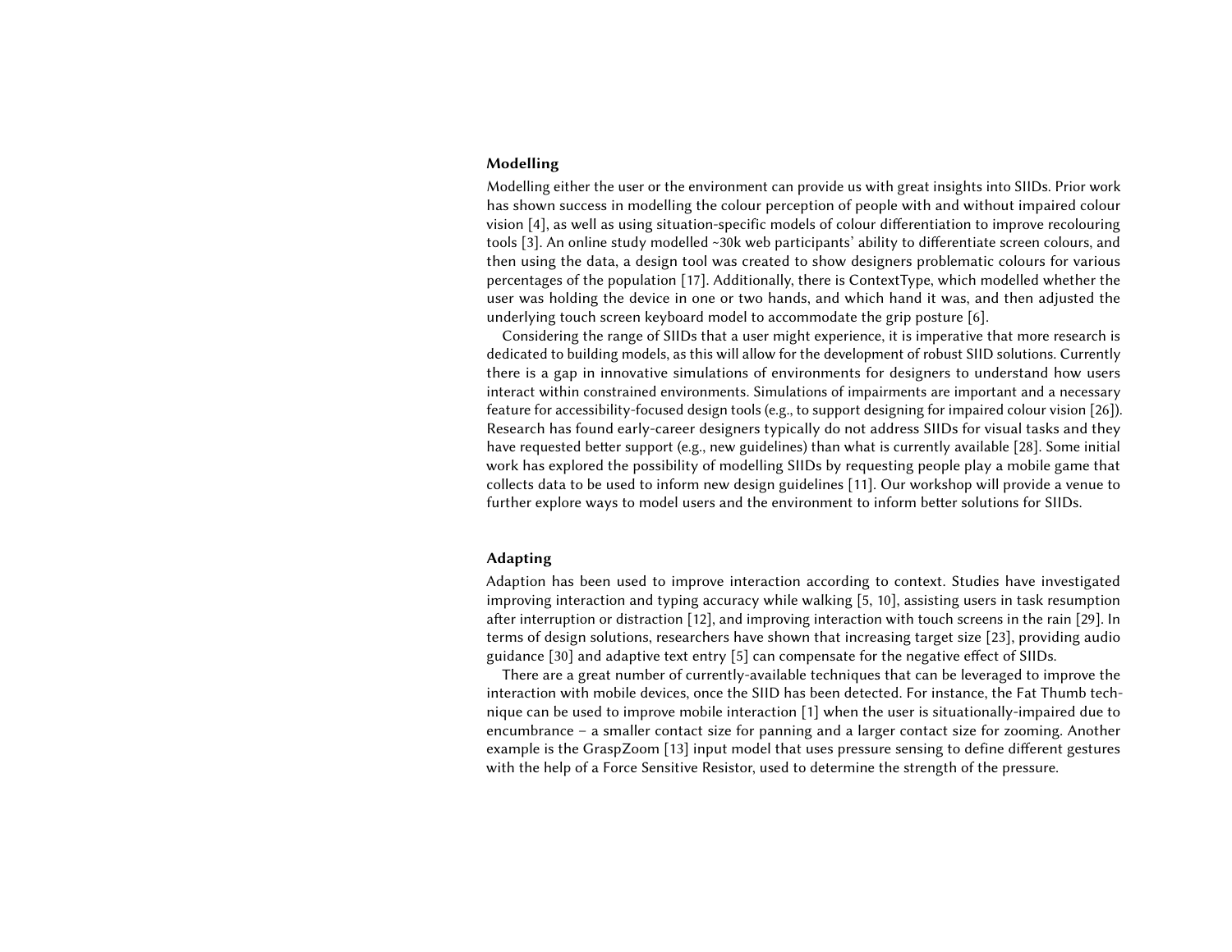### Modelling

Modelling either the user or the environment can provide us with great insights into SIIDs. Prior work has shown success in modelling the colour perception of people with and without impaired colour vision [4], as well as using situation-specific models of colour differentiation to improve recolouring tools [3]. An online study modelled ~30k web participants' ability to differentiate screen colours, and then using the data, a design tool was created to show designers problematic colours for various percentages of the population [17]. Additionally, there is ContextType, which modelled whether the user was holding the device in one or two hands, and which hand it was, and then adjusted the underlying touch screen keyboard model to accommodate the grip posture [6].

Considering the range of SIIDs that a user might experience, it is imperative that more research is dedicated to building models, as this will allow for the development of robust SIID solutions. Currently there is a gap in innovative simulations of environments for designers to understand how users interact within constrained environments. Simulations of impairments are important and a necessary feature for accessibility-focused design tools (e.g., to support designing for impaired colour vision [26]). Research has found early-career designers typically do not address SIIDs for visual tasks and they have requested better support (e.g., new guidelines) than what is currently available [28]. Some initial work has explored the possibility of modelling SIIDs by requesting people play a mobile game that collects data to be used to inform new design guidelines [11]. Our workshop will provide a venue to further explore ways to model users and the environment to inform better solutions for SIIDs.

### Adapting

Adaption has been used to improve interaction according to context. Studies have investigated improving interaction and typing accuracy while walking [5, 10], assisting users in task resumption after interruption or distraction [12], and improving interaction with touch screens in the rain [29]. In terms of design solutions, researchers have shown that increasing target size [23], providing audio guidance [30] and adaptive text entry [5] can compensate for the negative effect of SIIDs.

There are a great number of currently-available techniques that can be leveraged to improve the interaction with mobile devices, once the SIID has been detected. For instance, the Fat Thumb technique can be used to improve mobile interaction [1] when the user is situationally-impaired due to encumbrance – a smaller contact size for panning and a larger contact size for zooming. Another example is the GraspZoom [13] input model that uses pressure sensing to define different gestures with the help of a Force Sensitive Resistor, used to determine the strength of the pressure.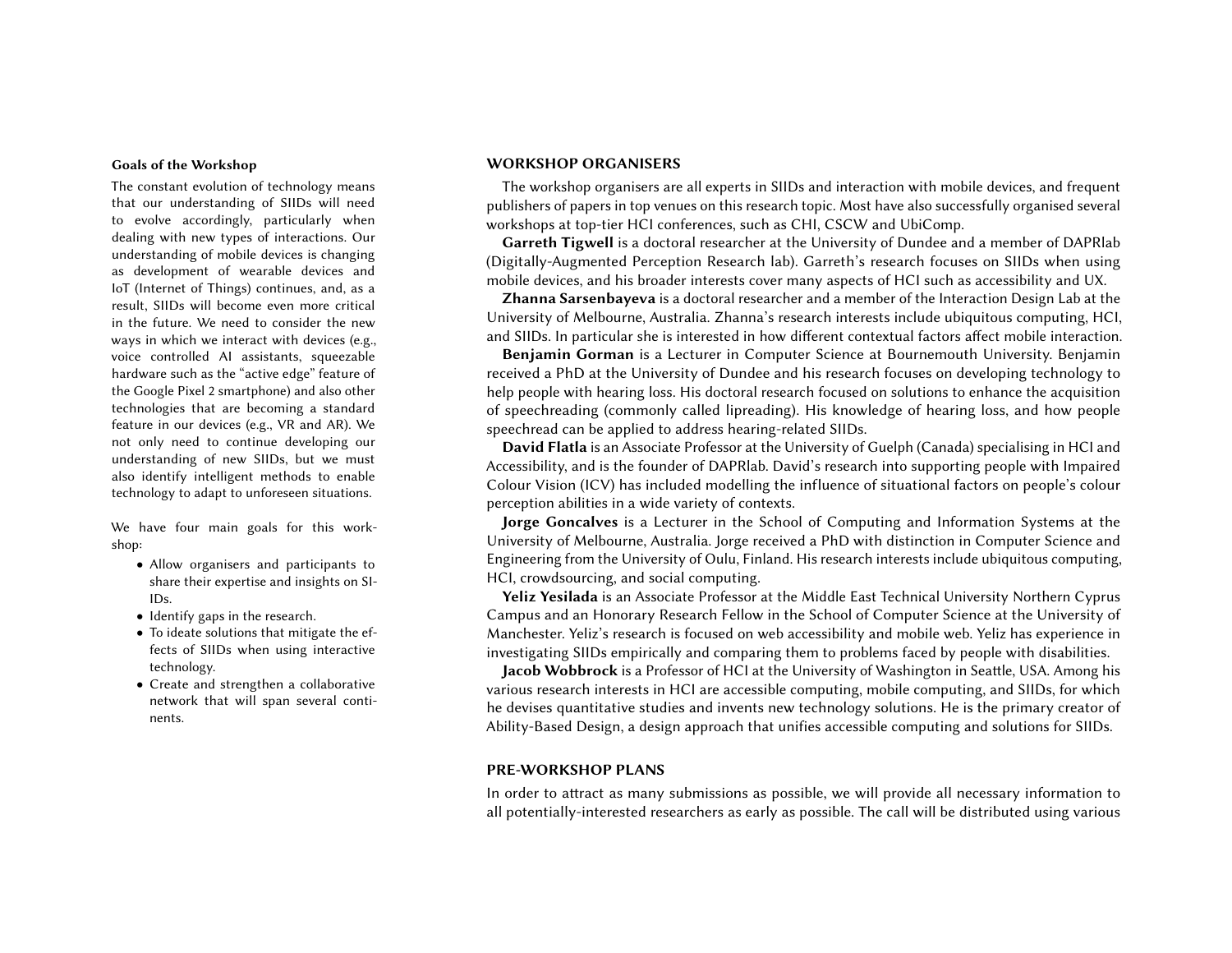### Goals of the Workshop

The constant evolution of technology means that our understanding of SIIDs will need to evolve accordingly, particularly when dealing with new types of interactions. Our understanding of mobile devices is changing as development of wearable devices and IoT (Internet of Things) continues, and, as a result, SIIDs will become even more critical in the future. We need to consider the new ways in which we interact with devices (e.g., voice controlled AI assistants, squeezable hardware such as the "active edge" feature of the Google Pixel 2 smartphone) and also other technologies that are becoming a standard feature in our devices (e.g., VR and AR). We not only need to continue developing our understanding of new SIIDs, but we must also identify intelligent methods to enable technology to adapt to unforeseen situations.

We have four main goals for this workshop:

- Allow organisers and participants to share their expertise and insights on SIIDs.
- Identify gaps in the research.
- To ideate solutions that mitigate the effects of SIIDs when using interactive technology.
- Create and strengthen a collaborative network that will span several continents.

## WORKSHOP ORGANISERS

The workshop organisers are all experts in SIIDs and interaction with mobile devices, and frequent publishers of papers in top venues on this research topic. Most have also successfully organised several workshops at top-tier HCI conferences, such as CHI, CSCW and UbiComp.

**Garreth Tigwell** is a doctoral researcher at the University of Dundee and a member of DAPRlab (Digitally-Augmented Perception Research lab). Garreth's research focuses on SIIDs when using mobile devices, and his broader interests cover many aspects of HCI such as accessibility and UX.

**Zhanna Sarsenbayeva** is a doctoral researcher and a member of the Interaction Design Lab at the University of Melbourne, Australia. Zhanna's research interests include ubiquitous computing, HCI, and SIIDs. In particular she is interested in how different contextual factors affect mobile interaction.

**Benjamin Gorman** is a Lecturer in Computer Science at Bournemouth University. Benjamin received a PhD at the University of Dundee and his research focuses on developing technology to help people with hearing loss. His doctoral research focused on solutions to enhance the acquisition of speechreading (commonly called lipreading). His knowledge of hearing loss, and how people speechread can be applied to address hearing-related SIIDs.

**David Flatla** is an Associate Professor at the University of Guelph (Canada) specialising in HCI and Accessibility, and is the founder of DAPRlab. David's research into supporting people with Impaired Colour Vision (ICV) has included modelling the influence of situational factors on people's colour perception abilities in a wide variety of contexts.

**Jorge Goncalves** is a Lecturer in the School of Computing and Information Systems at the University of Melbourne, Australia. Jorge received a PhD with distinction in Computer Science and Engineering from the University of Oulu, Finland. His research interests include ubiquitous computing, HCI, crowdsourcing, and social computing.

**Yeliz Yesilada** is an Associate Professor at the Middle East Technical University Northern Cyprus Campus and an Honorary Research Fellow in the School of Computer Science at the University of Manchester. Yeliz's research is focused on web accessibility and mobile web. Yeliz has experience in investigating SIIDs empirically and comparing them to problems faced by people with disabilities.

**Jacob Wobbrock** is a Professor of HCI at the University of Washington in Seattle, USA. Among his various research interests in HCI are accessible computing, mobile computing, and SIIDs, for which he devises quantitative studies and invents new technology solutions. He is the primary creator of Ability-Based Design, a design approach that unifies accessible computing and solutions for SIIDs.

## PRE-WORKSHOP PLANS

In order to attract as many submissions as possible, we will provide all necessary information to all potentially-interested researchers as early as possible. The call will be distributed using various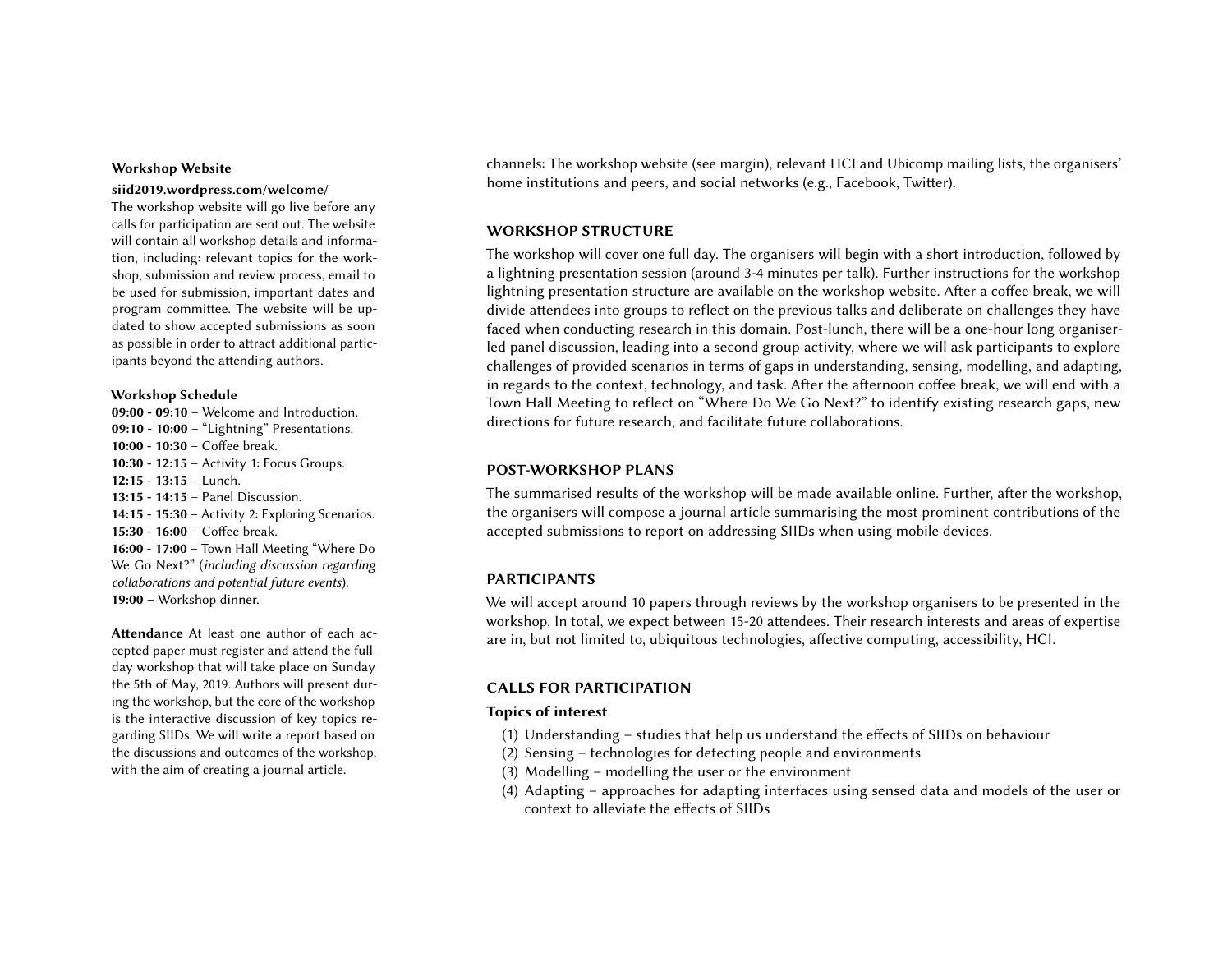channels: The workshop website (see margin), relevant HCI and Ubicomp mailing lists, the organisers' home institutions and peers, and social networks (e.g., Facebook, Twitter).

## WORKSHOP STRUCTURE

The workshop will cover one full day. The organisers will begin with a short introduction, followed by a lightning presentation session (around 3-4 minutes per talk). Further instructions for the workshop lightning presentation structure are available on the workshop website. After a coffee break, we will divide attendees into groups to reflect on the previous talks and deliberate on challenges they have faced when conducting research in this domain. Post-lunch, there will be a one-hour long organiser-led panel discussion, leading into a second group activity, where we will ask participants to explore challenges of provided scenarios in terms of gaps in understanding, sensing, modelling, and adapting, in regards to the context, technology, and task. After the afternoon coffee break, we will end with a Town Hall Meeting to reflect on "Where Do We Go Next?" to identify existing research gaps, new directions for future research, and facilitate future collaborations.

## POST-WORKSHOP PLANS

The summarised results of the workshop will be made available online. Further, after the workshop, the organisers will compose a journal article summarising the most prominent contributions of the accepted submissions to report on addressing SIIDs when using mobile devices.

## PARTICIPANTS

We will accept around 10 papers through reviews by the workshop organisers to be presented in the workshop. In total, we expect between 15-20 attendees. Their research interests and areas of expertise are in, but not limited to, ubiquitous technologies, affective computing, accessibility, HCI.

## CALLS FOR PARTICIPATION

### Topics of interest

(1) Understanding – studies that help us understand the effects of SIIDs on behaviour
(2) Sensing – technologies for detecting people and environments
(3) Modelling – modelling the user or the environment
(4) Adapting – approaches for adapting interfaces using sensed data and models of the user or context to alleviate the effects of SIIDs

**Workshop Website**

**siid2019.wordpress.com/welcome/**
The workshop website will go live before any calls for participation are sent out. The website will contain all workshop details and information, including: relevant topics for the workshop, submission and review process, email to be used for submission, important dates and program committee. The website will be updated to show accepted submissions as soon as possible in order to attract additional participants beyond the attending authors.

**Workshop Schedule**

**09:00 - 09:10** – Welcome and Introduction.
**09:10 - 10:00** – "Lightning" Presentations.
**10:00 - 10:30** – Coffee break.
**10:30 - 12:15** – Activity 1: Focus Groups.
**12:15 - 13:15** – Lunch.
**13:15 - 14:15** – Panel Discussion.
**14:15 - 15:30** – Activity 2: Exploring Scenarios.
**15:30 - 16:00** – Coffee break.
**16:00 - 17:00** – Town Hall Meeting "Where Do We Go Next?" (*including discussion regarding collaborations and potential future events*).
**19:00** – Workshop dinner.

**Attendance** At least one author of each accepted paper must register and attend the full-day workshop that will take place on Sunday the 5th of May, 2019. Authors will present during the workshop, but the core of the workshop is the interactive discussion of key topics regarding SIIDs. We will write a report based on the discussions and outcomes of the workshop, with the aim of creating a journal article.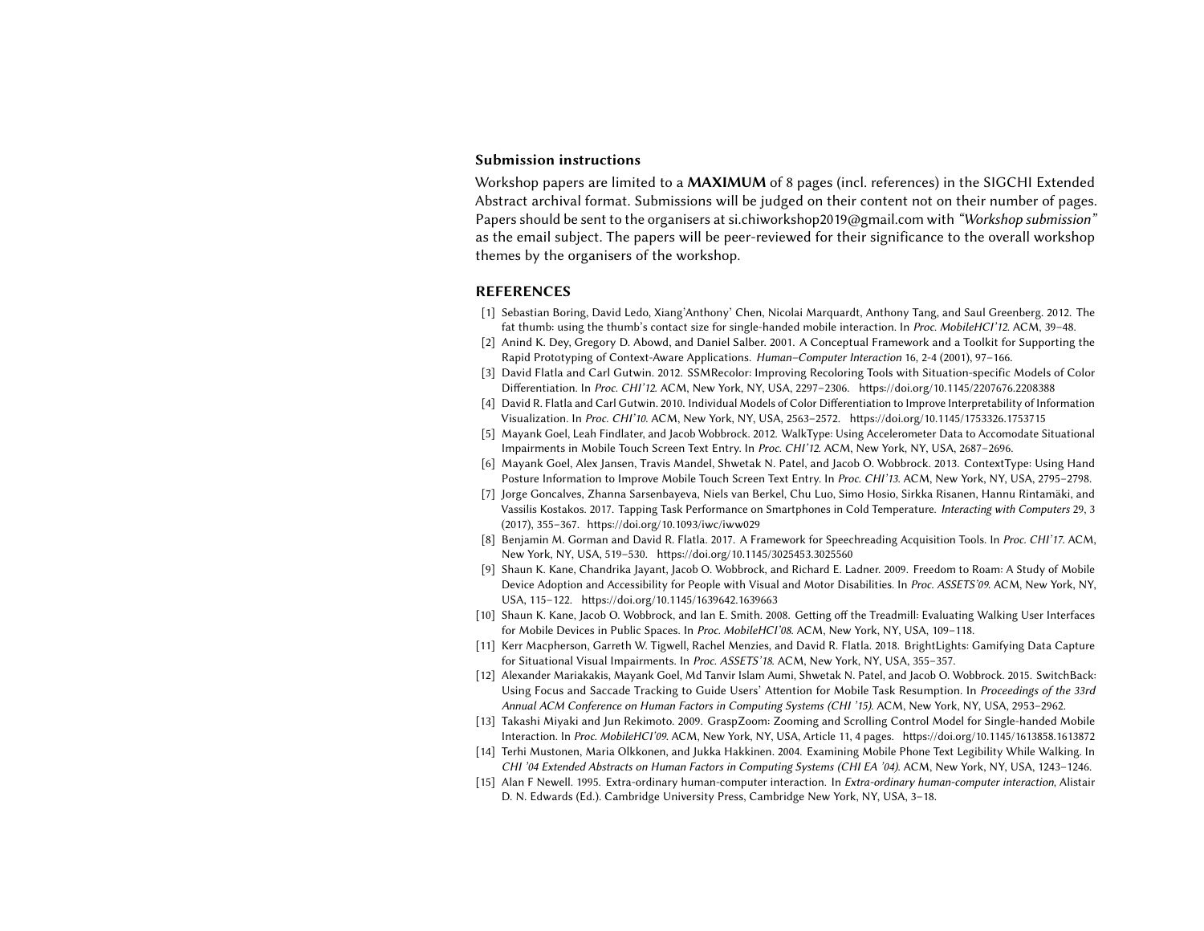### Submission instructions

Workshop papers are limited to a **MAXIMUM** of 8 pages (incl. references) in the SIGCHI Extended Abstract archival format. Submissions will be judged on their content not on their number of pages. Papers should be sent to the organisers at si.chiworkshop2019@gmail.com with *"Workshop submission"* as the email subject. The papers will be peer-reviewed for their significance to the overall workshop themes by the organisers of the workshop.

## REFERENCES

[1] Sebastian Boring, David Ledo, Xiang'Anthony' Chen, Nicolai Marquardt, Anthony Tang, and Saul Greenberg. 2012. The fat thumb: using the thumb's contact size for single-handed mobile interaction. In *Proc. MobileHCI'12*. ACM, 39–48.

[2] Anind K. Dey, Gregory D. Abowd, and Daniel Salber. 2001. A Conceptual Framework and a Toolkit for Supporting the Rapid Prototyping of Context-Aware Applications. *Human–Computer Interaction* 16, 2-4 (2001), 97–166.

[3] David Flatla and Carl Gutwin. 2012. SSMRecolor: Improving Recoloring Tools with Situation-specific Models of Color Differentiation. In *Proc. CHI'12*. ACM, New York, NY, USA, 2297–2306. https://doi.org/10.1145/2207676.2208388

[4] David R. Flatla and Carl Gutwin. 2010. Individual Models of Color Differentiation to Improve Interpretability of Information Visualization. In *Proc. CHI'10*. ACM, New York, NY, USA, 2563–2572. https://doi.org/10.1145/1753326.1753715

[5] Mayank Goel, Leah Findlater, and Jacob Wobbrock. 2012. WalkType: Using Accelerometer Data to Accomodate Situational Impairments in Mobile Touch Screen Text Entry. In *Proc. CHI'12*. ACM, New York, NY, USA, 2687–2696.

[6] Mayank Goel, Alex Jansen, Travis Mandel, Shwetak N. Patel, and Jacob O. Wobbrock. 2013. ContextType: Using Hand Posture Information to Improve Mobile Touch Screen Text Entry. In *Proc. CHI'13*. ACM, New York, NY, USA, 2795–2798.

[7] Jorge Goncalves, Zhanna Sarsenbayeva, Niels van Berkel, Chu Luo, Simo Hosio, Sirkka Risanen, Hannu Rintamäki, and Vassilis Kostakos. 2017. Tapping Task Performance on Smartphones in Cold Temperature. *Interacting with Computers* 29, 3 (2017), 355–367. https://doi.org/10.1093/iwc/iww029

[8] Benjamin M. Gorman and David R. Flatla. 2017. A Framework for Speechreading Acquisition Tools. In *Proc. CHI'17*. ACM, New York, NY, USA, 519–530. https://doi.org/10.1145/3025453.3025560

[9] Shaun K. Kane, Chandrika Jayant, Jacob O. Wobbrock, and Richard E. Ladner. 2009. Freedom to Roam: A Study of Mobile Device Adoption and Accessibility for People with Visual and Motor Disabilities. In *Proc. ASSETS'09*. ACM, New York, NY, USA, 115–122. https://doi.org/10.1145/1639642.1639663

[10] Shaun K. Kane, Jacob O. Wobbrock, and Ian E. Smith. 2008. Getting off the Treadmill: Evaluating Walking User Interfaces for Mobile Devices in Public Spaces. In *Proc. MobileHCI'08*. ACM, New York, NY, USA, 109–118.

[11] Kerr Macpherson, Garreth W. Tigwell, Rachel Menzies, and David R. Flatla. 2018. BrightLights: Gamifying Data Capture for Situational Visual Impairments. In *Proc. ASSETS'18*. ACM, New York, NY, USA, 355–357.

[12] Alexander Mariakakis, Mayank Goel, Md Tanvir Islam Aumi, Shwetak N. Patel, and Jacob O. Wobbrock. 2015. SwitchBack: Using Focus and Saccade Tracking to Guide Users' Attention for Mobile Task Resumption. In *Proceedings of the 33rd Annual ACM Conference on Human Factors in Computing Systems (CHI '15)*. ACM, New York, NY, USA, 2953–2962.

[13] Takashi Miyaki and Jun Rekimoto. 2009. GraspZoom: Zooming and Scrolling Control Model for Single-handed Mobile Interaction. In *Proc. MobileHCI'09*. ACM, New York, NY, USA, Article 11, 4 pages. https://doi.org/10.1145/1613858.1613872

[14] Terhi Mustonen, Maria Olkkonen, and Jukka Hakkinen. 2004. Examining Mobile Phone Text Legibility While Walking. In *CHI '04 Extended Abstracts on Human Factors in Computing Systems (CHI EA '04)*. ACM, New York, NY, USA, 1243–1246.

[15] Alan F Newell. 1995. Extra-ordinary human-computer interaction. In *Extra-ordinary human-computer interaction*, Alistair D. N. Edwards (Ed.). Cambridge University Press, Cambridge New York, NY, USA, 3–18.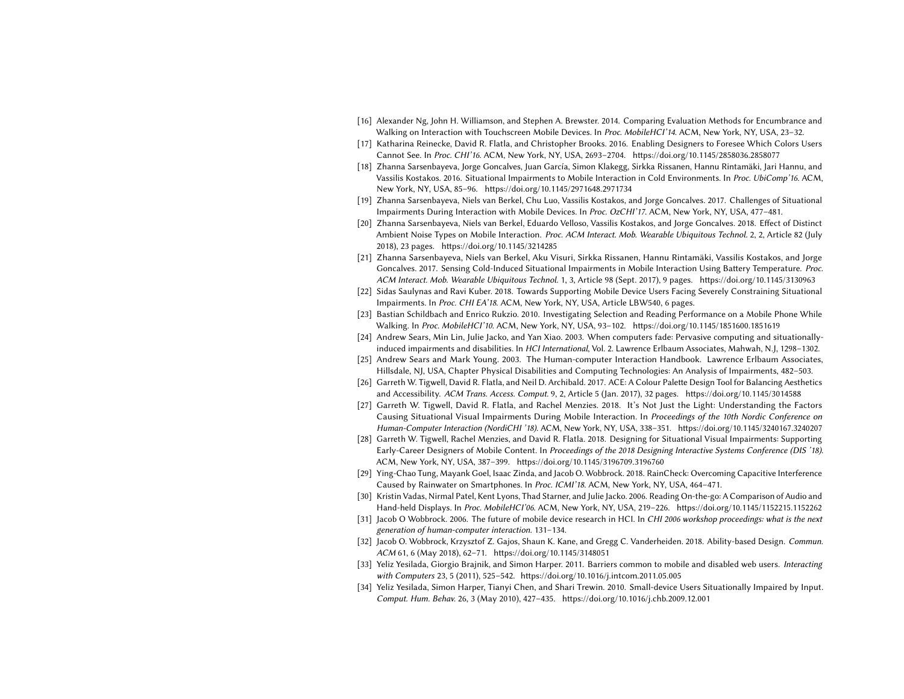[16] Alexander Ng, John H. Williamson, and Stephen A. Brewster. 2014. Comparing Evaluation Methods for Encumbrance and Walking on Interaction with Touchscreen Mobile Devices. In *Proc. MobileHCI'14*. ACM, New York, NY, USA, 23–32.

[17] Katharina Reinecke, David R. Flatla, and Christopher Brooks. 2016. Enabling Designers to Foresee Which Colors Users Cannot See. In *Proc. CHI'16*. ACM, New York, NY, USA, 2693–2704. https://doi.org/10.1145/2858036.2858077

[18] Zhanna Sarsenbayeva, Jorge Goncalves, Juan García, Simon Klakegg, Sirkka Rissanen, Hannu Rintamäki, Jari Hannu, and Vassilis Kostakos. 2016. Situational Impairments to Mobile Interaction in Cold Environments. In *Proc. UbiComp'16*. ACM, New York, NY, USA, 85–96. https://doi.org/10.1145/2971648.2971734

[19] Zhanna Sarsenbayeva, Niels van Berkel, Chu Luo, Vassilis Kostakos, and Jorge Goncalves. 2017. Challenges of Situational Impairments During Interaction with Mobile Devices. In *Proc. OzCHI'17*. ACM, New York, NY, USA, 477–481.

[20] Zhanna Sarsenbayeva, Niels van Berkel, Eduardo Velloso, Vassilis Kostakos, and Jorge Goncalves. 2018. Effect of Distinct Ambient Noise Types on Mobile Interaction. *Proc. ACM Interact. Mob. Wearable Ubiquitous Technol.* 2, 2, Article 82 (July 2018), 23 pages. https://doi.org/10.1145/3214285

[21] Zhanna Sarsenbayeva, Niels van Berkel, Aku Visuri, Sirkka Rissanen, Hannu Rintamäki, Vassilis Kostakos, and Jorge Goncalves. 2017. Sensing Cold-Induced Situational Impairments in Mobile Interaction Using Battery Temperature. *Proc. ACM Interact. Mob. Wearable Ubiquitous Technol.* 1, 3, Article 98 (Sept. 2017), 9 pages. https://doi.org/10.1145/3130963

[22] Sidas Saulynas and Ravi Kuber. 2018. Towards Supporting Mobile Device Users Facing Severely Constraining Situational Impairments. In *Proc. CHI EA'18*. ACM, New York, NY, USA, Article LBW540, 6 pages.

[23] Bastian Schildbach and Enrico Rukzio. 2010. Investigating Selection and Reading Performance on a Mobile Phone While Walking. In *Proc. MobileHCI'10*. ACM, New York, NY, USA, 93–102. https://doi.org/10.1145/1851600.1851619

[24] Andrew Sears, Min Lin, Julie Jacko, and Yan Xiao. 2003. When computers fade: Pervasive computing and situationally-induced impairments and disabilities. In *HCI International*, Vol. 2. Lawrence Erlbaum Associates, Mahwah, N.J, 1298–1302.

[25] Andrew Sears and Mark Young. 2003. The Human-computer Interaction Handbook. Lawrence Erlbaum Associates, Hillsdale, NJ, USA, Chapter Physical Disabilities and Computing Technologies: An Analysis of Impairments, 482–503.

[26] Garreth W. Tigwell, David R. Flatla, and Neil D. Archibald. 2017. ACE: A Colour Palette Design Tool for Balancing Aesthetics and Accessibility. *ACM Trans. Access. Comput.* 9, 2, Article 5 (Jan. 2017), 32 pages. https://doi.org/10.1145/3014588

[27] Garreth W. Tigwell, David R. Flatla, and Rachel Menzies. 2018. It's Not Just the Light: Understanding the Factors Causing Situational Visual Impairments During Mobile Interaction. In *Proceedings of the 10th Nordic Conference on Human-Computer Interaction (NordiCHI '18)*. ACM, New York, NY, USA, 338–351. https://doi.org/10.1145/3240167.3240207

[28] Garreth W. Tigwell, Rachel Menzies, and David R. Flatla. 2018. Designing for Situational Visual Impairments: Supporting Early-Career Designers of Mobile Content. In *Proceedings of the 2018 Designing Interactive Systems Conference (DIS '18)*. ACM, New York, NY, USA, 387–399. https://doi.org/10.1145/3196709.3196760

[29] Ying-Chao Tung, Mayank Goel, Isaac Zinda, and Jacob O. Wobbrock. 2018. RainCheck: Overcoming Capacitive Interference Caused by Rainwater on Smartphones. In *Proc. ICMI'18*. ACM, New York, NY, USA, 464–471.

[30] Kristin Vadas, Nirmal Patel, Kent Lyons, Thad Starner, and Julie Jacko. 2006. Reading On-the-go: A Comparison of Audio and Hand-held Displays. In *Proc. MobileHCI'06*. ACM, New York, NY, USA, 219–226. https://doi.org/10.1145/1152215.1152262

[31] Jacob O Wobbrock. 2006. The future of mobile device research in HCI. In *CHI 2006 workshop proceedings: what is the next generation of human-computer interaction*. 131–134.

[32] Jacob O. Wobbrock, Krzysztof Z. Gajos, Shaun K. Kane, and Gregg C. Vanderheiden. 2018. Ability-based Design. *Commun. ACM* 61, 6 (May 2018), 62–71. https://doi.org/10.1145/3148051

[33] Yeliz Yesilada, Giorgio Brajnik, and Simon Harper. 2011. Barriers common to mobile and disabled web users. *Interacting with Computers* 23, 5 (2011), 525–542. https://doi.org/10.1016/j.intcom.2011.05.005

[34] Yeliz Yesilada, Simon Harper, Tianyi Chen, and Shari Trewin. 2010. Small-device Users Situationally Impaired by Input. *Comput. Hum. Behav.* 26, 3 (May 2010), 427–435. https://doi.org/10.1016/j.chb.2009.12.001